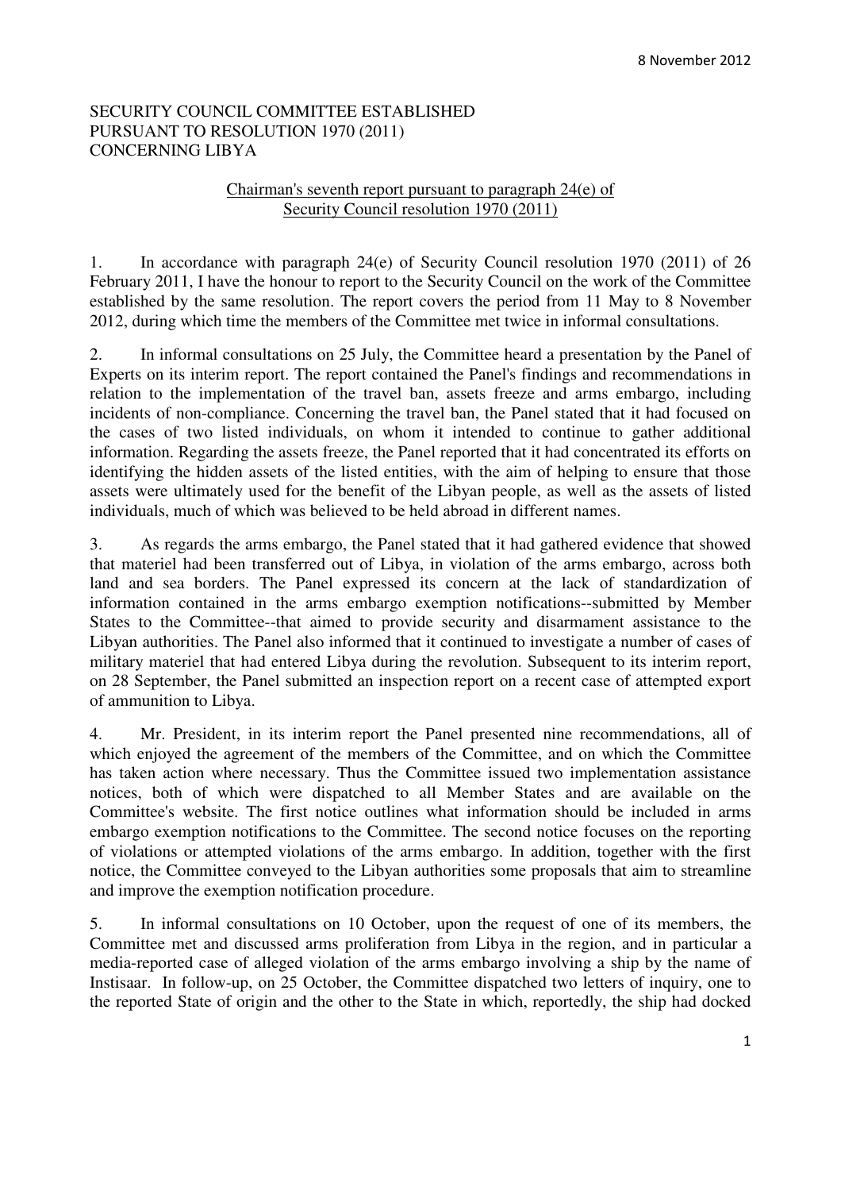8 November 2012

SECURITY COUNCIL COMMITTEE ESTABLISHED PURSUANT TO RESOLUTION 1970 (2011) CONCERNING LIBYA

Chairman's seventh report pursuant to paragraph 24(e) of Security Council resolution 1970 (2011)

1. In accordance with paragraph 24(e) of Security Council resolution 1970 (2011) of 26 February 2011, I have the honour to report to the Security Council on the work of the Committee established by the same resolution. The report covers the period from 11 May to 8 November 2012, during which time the members of the Committee met twice in informal consultations.

2. In informal consultations on 25 July, the Committee heard a presentation by the Panel of Experts on its interim report. The report contained the Panel's findings and recommendations in relation to the implementation of the travel ban, assets freeze and arms embargo, including incidents of non-compliance. Concerning the travel ban, the Panel stated that it had focused on the cases of two listed individuals, on whom it intended to continue to gather additional information. Regarding the assets freeze, the Panel reported that it had concentrated its efforts on identifying the hidden assets of the listed entities, with the aim of helping to ensure that those assets were ultimately used for the benefit of the Libyan people, as well as the assets of listed individuals, much of which was believed to be held abroad in different names.

3. As regards the arms embargo, the Panel stated that it had gathered evidence that showed that materiel had been transferred out of Libya, in violation of the arms embargo, across both land and sea borders. The Panel expressed its concern at the lack of standardization of information contained in the arms embargo exemption notifications--submitted by Member States to the Committee--that aimed to provide security and disarmament assistance to the Libyan authorities. The Panel also informed that it continued to investigate a number of cases of military materiel that had entered Libya during the revolution. Subsequent to its interim report, on 28 September, the Panel submitted an inspection report on a recent case of attempted export of ammunition to Libya.

4. Mr. President, in its interim report the Panel presented nine recommendations, all of which enjoyed the agreement of the members of the Committee, and on which the Committee has taken action where necessary. Thus the Committee issued two implementation assistance notices, both of which were dispatched to all Member States and are available on the Committee's website. The first notice outlines what information should be included in arms embargo exemption notifications to the Committee. The second notice focuses on the reporting of violations or attempted violations of the arms embargo. In addition, together with the first notice, the Committee conveyed to the Libyan authorities some proposals that aim to streamline and improve the exemption notification procedure.

5. In informal consultations on 10 October, upon the request of one of its members, the Committee met and discussed arms proliferation from Libya in the region, and in particular a media-reported case of alleged violation of the arms embargo involving a ship by the name of Instisaar. In follow-up, on 25 October, the Committee dispatched two letters of inquiry, one to the reported State of origin and the other to the State in which, reportedly, the ship had docked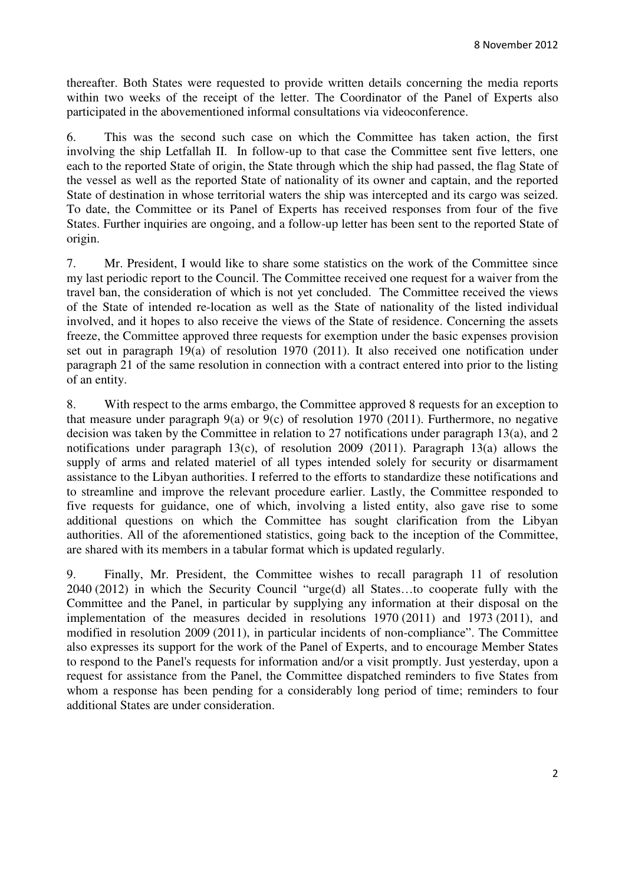thereafter. Both States were requested to provide written details concerning the media reports within two weeks of the receipt of the letter. The Coordinator of the Panel of Experts also participated in the abovementioned informal consultations via videoconference.

6. This was the second such case on which the Committee has taken action, the first involving the ship Letfallah II. In follow-up to that case the Committee sent five letters, one each to the reported State of origin, the State through which the ship had passed, the flag State of the vessel as well as the reported State of nationality of its owner and captain, and the reported State of destination in whose territorial waters the ship was intercepted and its cargo was seized. To date, the Committee or its Panel of Experts has received responses from four of the five States. Further inquiries are ongoing, and a follow-up letter has been sent to the reported State of origin.

7. Mr. President, I would like to share some statistics on the work of the Committee since my last periodic report to the Council. The Committee received one request for a waiver from the travel ban, the consideration of which is not yet concluded. The Committee received the views of the State of intended re-location as well as the State of nationality of the listed individual involved, and it hopes to also receive the views of the State of residence. Concerning the assets freeze, the Committee approved three requests for exemption under the basic expenses provision set out in paragraph 19(a) of resolution 1970 (2011). It also received one notification under paragraph 21 of the same resolution in connection with a contract entered into prior to the listing of an entity.

8. With respect to the arms embargo, the Committee approved 8 requests for an exception to that measure under paragraph 9(a) or 9(c) of resolution 1970 (2011). Furthermore, no negative decision was taken by the Committee in relation to 27 notifications under paragraph 13(a), and 2 notifications under paragraph 13(c), of resolution 2009 (2011). Paragraph 13(a) allows the supply of arms and related materiel of all types intended solely for security or disarmament assistance to the Libyan authorities. I referred to the efforts to standardize these notifications and to streamline and improve the relevant procedure earlier. Lastly, the Committee responded to five requests for guidance, one of which, involving a listed entity, also gave rise to some additional questions on which the Committee has sought clarification from the Libyan authorities. All of the aforementioned statistics, going back to the inception of the Committee, are shared with its members in a tabular format which is updated regularly.

9. Finally, Mr. President, the Committee wishes to recall paragraph 11 of resolution 2040 (2012) in which the Security Council "urge(d) all States…to cooperate fully with the Committee and the Panel, in particular by supplying any information at their disposal on the implementation of the measures decided in resolutions 1970 (2011) and 1973 (2011), and modified in resolution 2009 (2011), in particular incidents of non-compliance". The Committee also expresses its support for the work of the Panel of Experts, and to encourage Member States to respond to the Panel's requests for information and/or a visit promptly. Just yesterday, upon a request for assistance from the Panel, the Committee dispatched reminders to five States from whom a response has been pending for a considerably long period of time; reminders to four additional States are under consideration.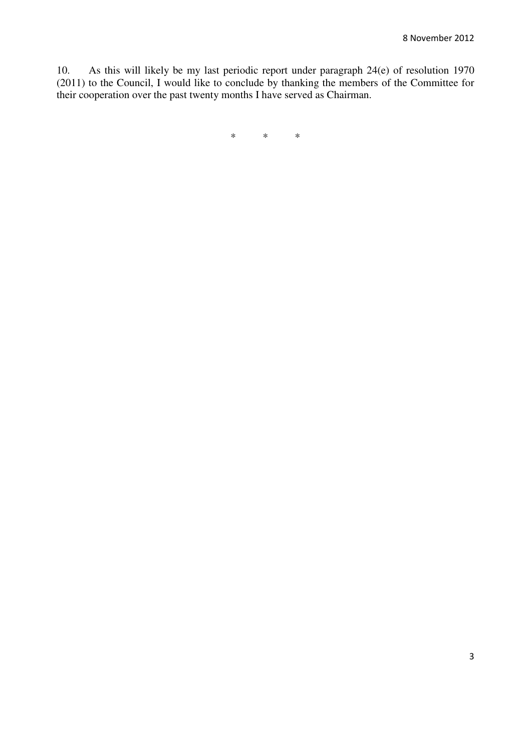10. As this will likely be my last periodic report under paragraph 24(e) of resolution 1970 (2011) to the Council, I would like to conclude by thanking the members of the Committee for their cooperation over the past twenty months I have served as Chairman.

\* \* \*